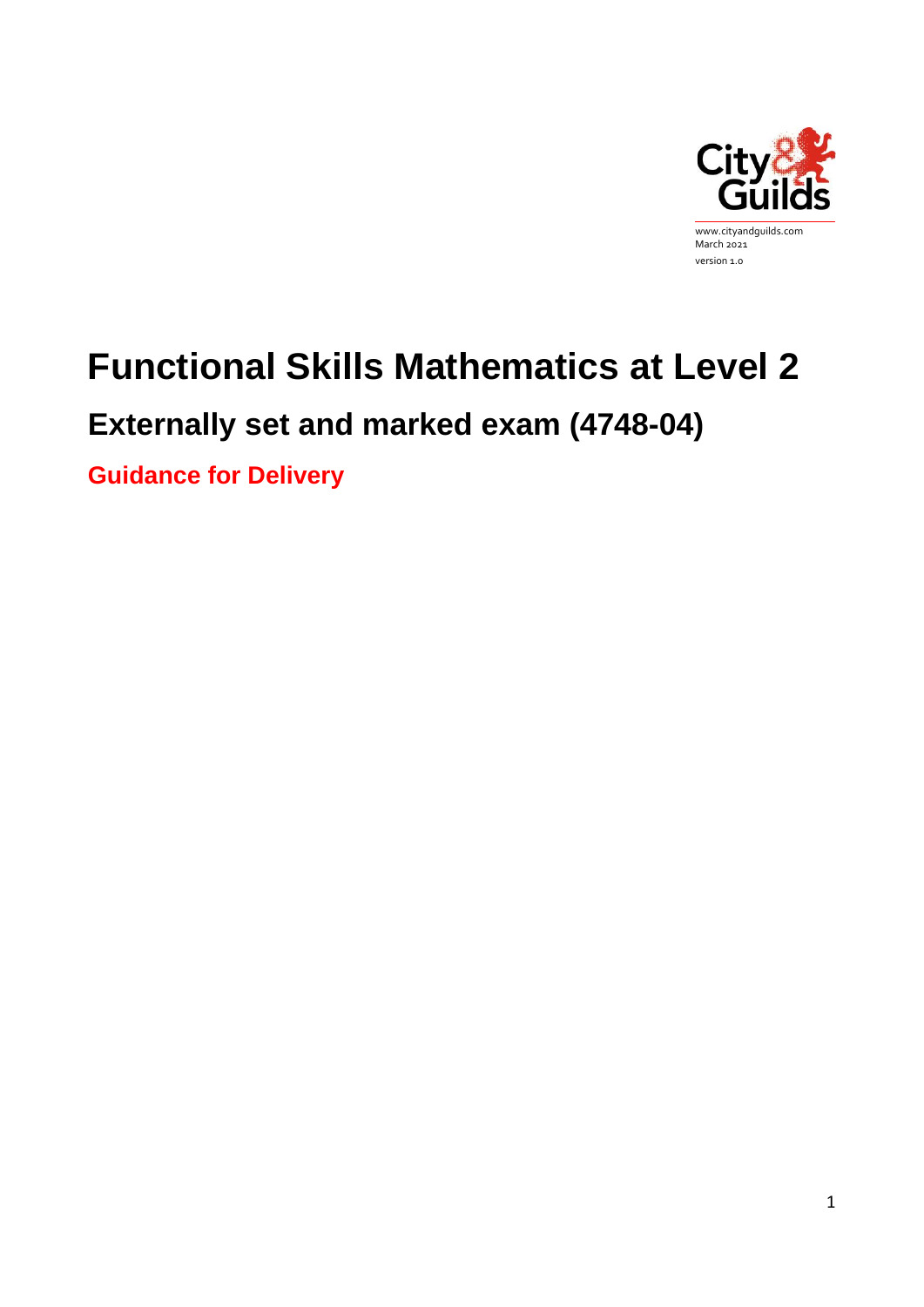www.cityandguilds.com
March 2021
version 1.0

# Functional Skills Mathematics at Level 2

## Externally set and marked exam (4748-04)

### Guidance for Delivery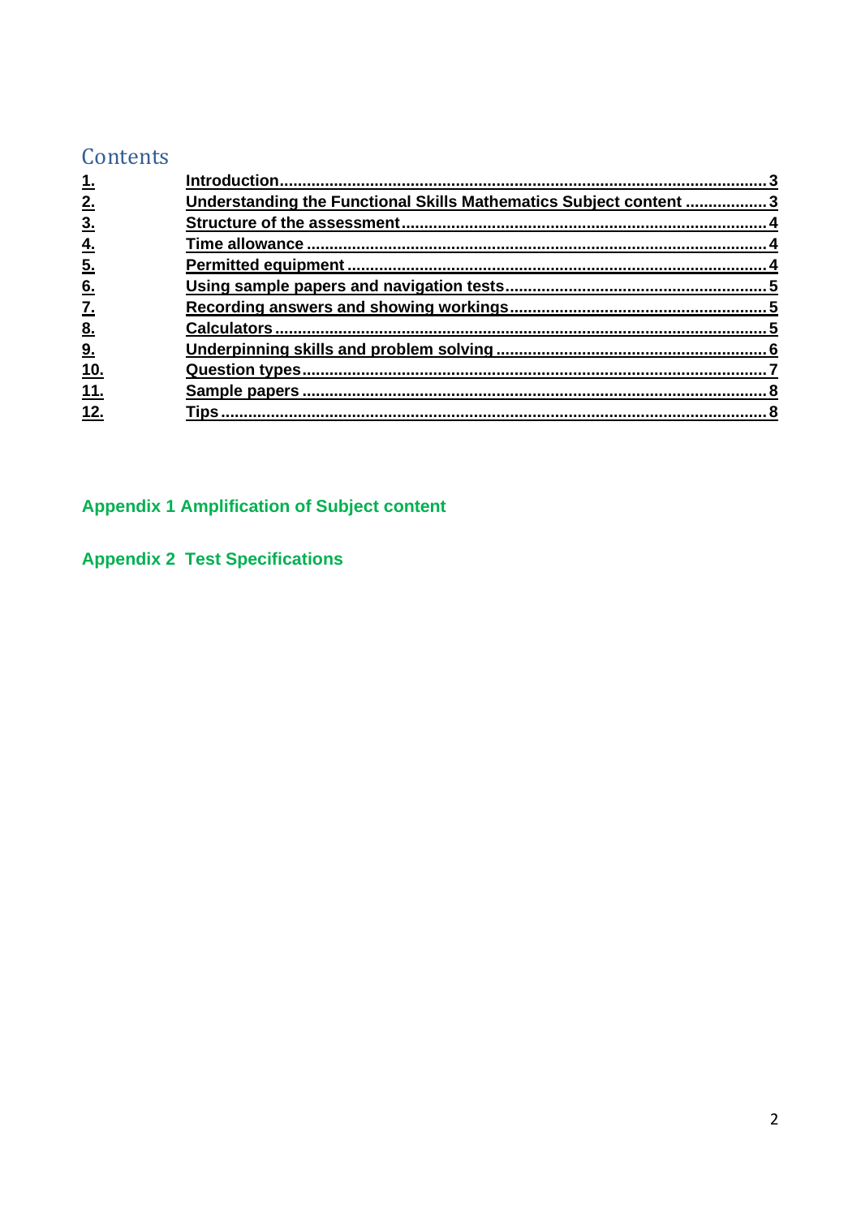# Contents

| | | |
|---|---|---|
| **1.** | **Introduction** | **3** |
| **2.** | **Understanding the Functional Skills Mathematics Subject content** | **3** |
| **3.** | **Structure of the assessment** | **4** |
| **4.** | **Time allowance** | **4** |
| **5.** | **Permitted equipment** | **4** |
| **6.** | **Using sample papers and navigation tests** | **5** |
| **7.** | **Recording answers and showing workings** | **5** |
| **8.** | **Calculators** | **5** |
| **9.** | **Underpinning skills and problem solving** | **6** |
| **10.** | **Question types** | **7** |
| **11.** | **Sample papers** | **8** |
| **12.** | **Tips** | **8** |

**Appendix 1 Amplification of Subject content**

**Appendix 2 Test Specifications**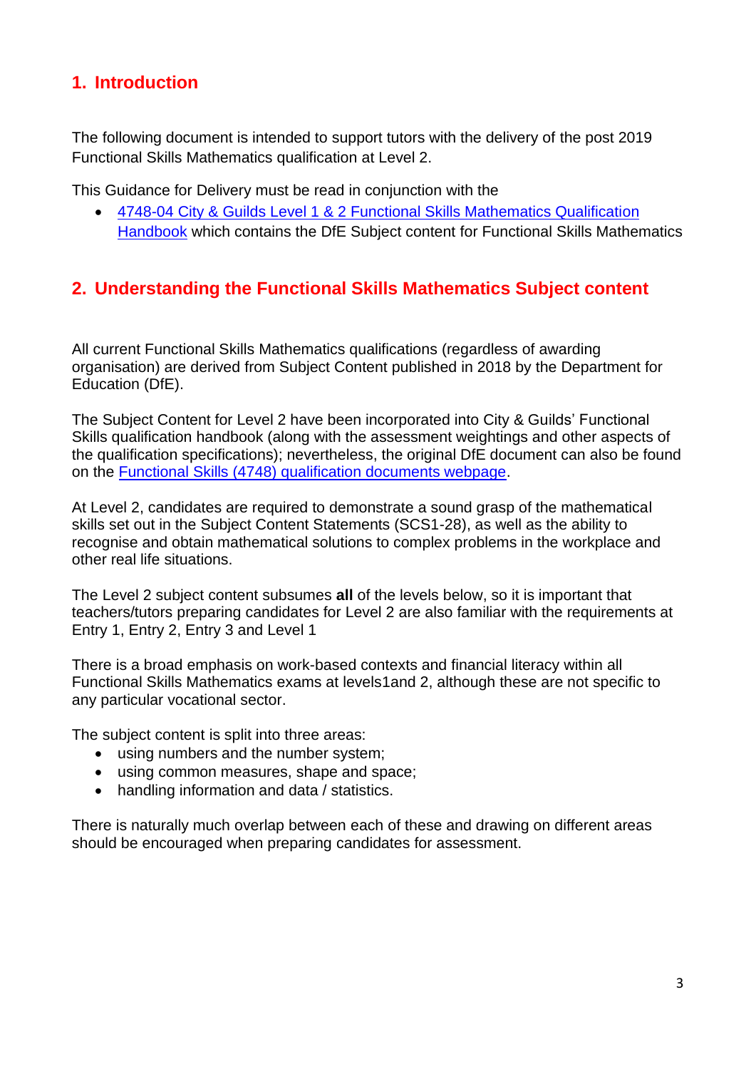## 1. Introduction

The following document is intended to support tutors with the delivery of the post 2019 Functional Skills Mathematics qualification at Level 2.

This Guidance for Delivery must be read in conjunction with the

- [4748-04 City & Guilds Level 1 & 2 Functional Skills Mathematics Qualification Handbook]() which contains the DfE Subject content for Functional Skills Mathematics

## 2. Understanding the Functional Skills Mathematics Subject content

All current Functional Skills Mathematics qualifications (regardless of awarding organisation) are derived from Subject Content published in 2018 by the Department for Education (DfE).

The Subject Content for Level 2 have been incorporated into City & Guilds' Functional Skills qualification handbook (along with the assessment weightings and other aspects of the qualification specifications); nevertheless, the original DfE document can also be found on the [Functional Skills (4748) qualification documents webpage]().

At Level 2, candidates are required to demonstrate a sound grasp of the mathematical skills set out in the Subject Content Statements (SCS1-28), as well as the ability to recognise and obtain mathematical solutions to complex problems in the workplace and other real life situations.

The Level 2 subject content subsumes **all** of the levels below, so it is important that teachers/tutors preparing candidates for Level 2 are also familiar with the requirements at Entry 1, Entry 2, Entry 3 and Level 1

There is a broad emphasis on work-based contexts and financial literacy within all Functional Skills Mathematics exams at levels1and 2, although these are not specific to any particular vocational sector.

The subject content is split into three areas:

- using numbers and the number system;
- using common measures, shape and space;
- handling information and data / statistics.

There is naturally much overlap between each of these and drawing on different areas should be encouraged when preparing candidates for assessment.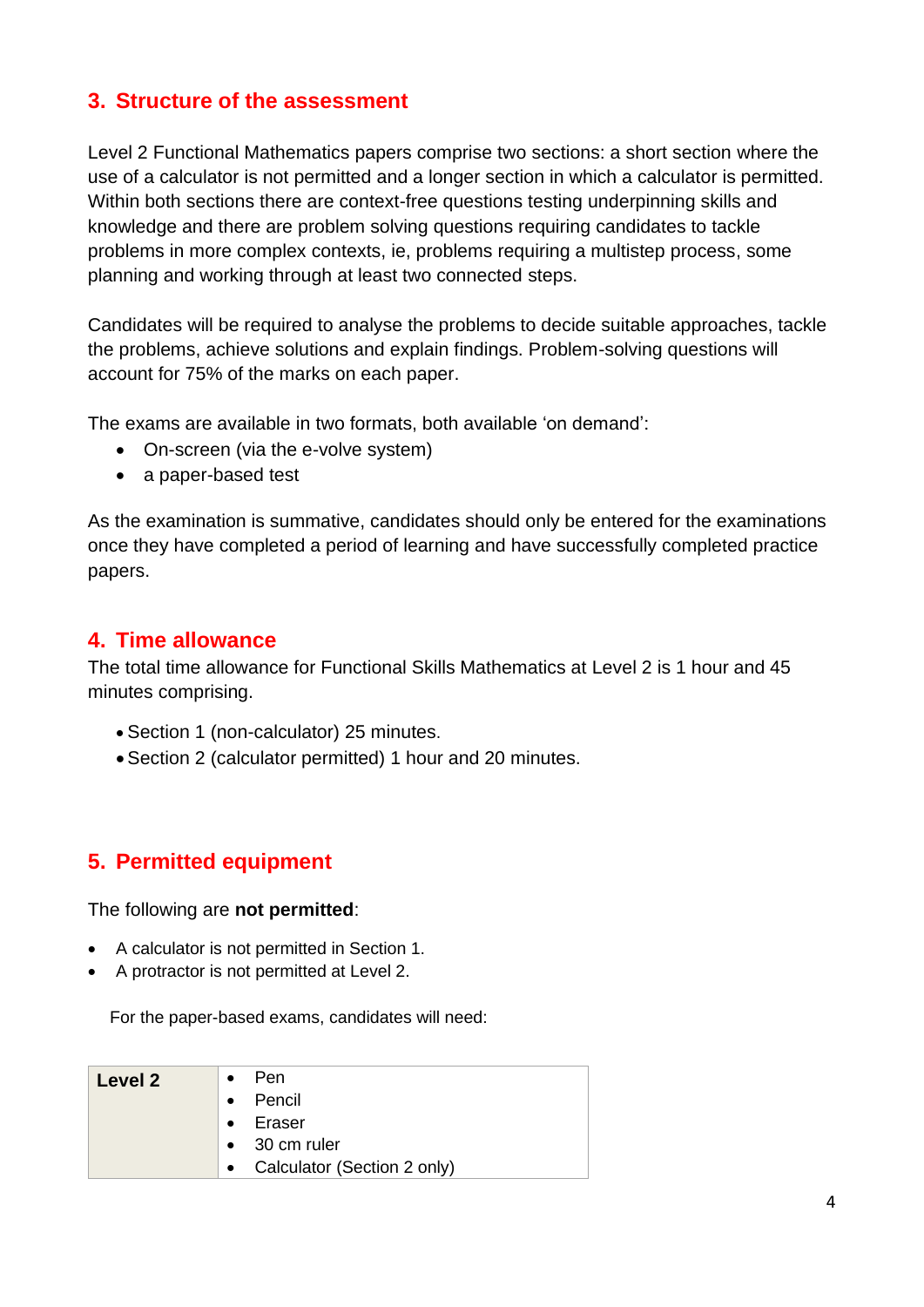## 3. Structure of the assessment

Level 2 Functional Mathematics papers comprise two sections: a short section where the use of a calculator is not permitted and a longer section in which a calculator is permitted. Within both sections there are context-free questions testing underpinning skills and knowledge and there are problem solving questions requiring candidates to tackle problems in more complex contexts, ie, problems requiring a multistep process, some planning and working through at least two connected steps.

Candidates will be required to analyse the problems to decide suitable approaches, tackle the problems, achieve solutions and explain findings. Problem-solving questions will account for 75% of the marks on each paper.

The exams are available in two formats, both available 'on demand':

- On-screen (via the e-volve system)
- a paper-based test

As the examination is summative, candidates should only be entered for the examinations once they have completed a period of learning and have successfully completed practice papers.

## 4. Time allowance

The total time allowance for Functional Skills Mathematics at Level 2 is 1 hour and 45 minutes comprising.

- Section 1 (non-calculator) 25 minutes.
- Section 2 (calculator permitted) 1 hour and 20 minutes.

## 5. Permitted equipment

The following are **not permitted**:

- A calculator is not permitted in Section 1.
- A protractor is not permitted at Level 2.

For the paper-based exams, candidates will need:

| Level 2 | |
|---|---|
| | • Pen<br>• Pencil<br>• Eraser<br>• 30 cm ruler<br>• Calculator (Section 2 only) |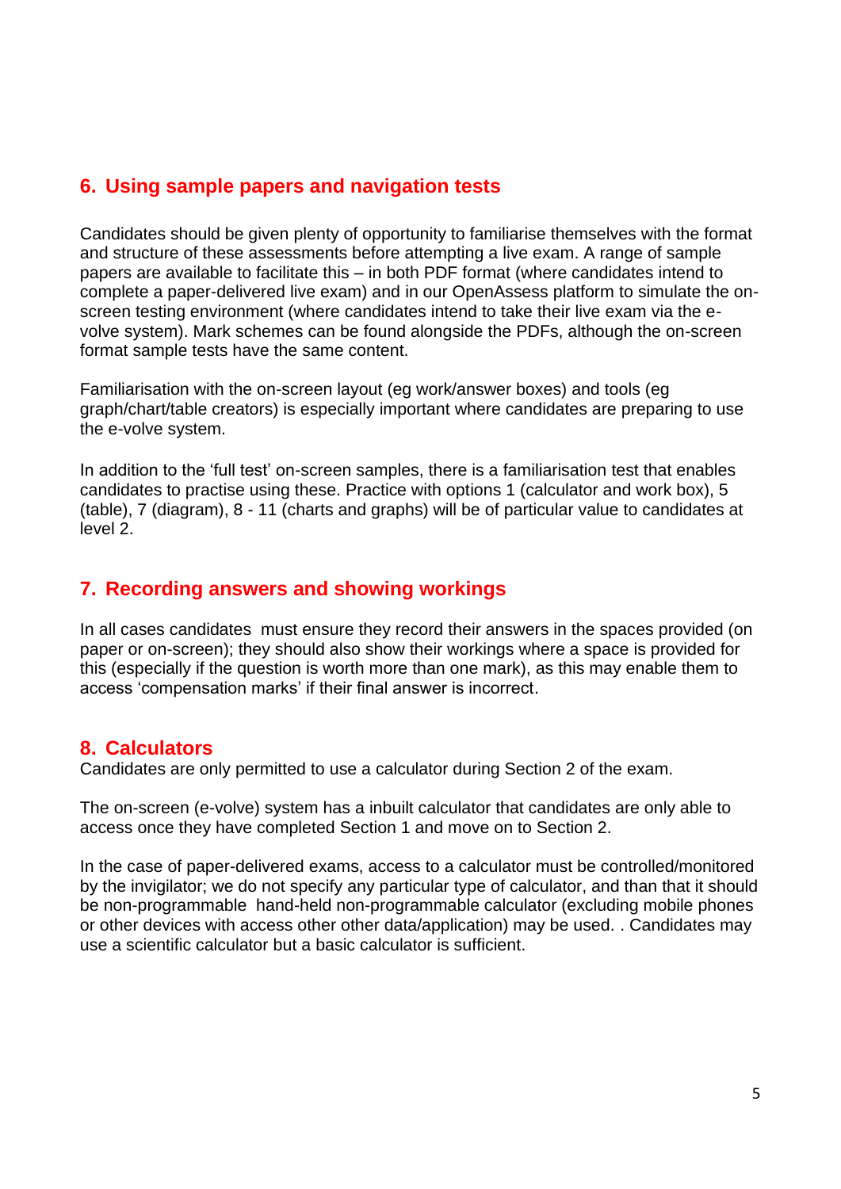## 6. Using sample papers and navigation tests

Candidates should be given plenty of opportunity to familiarise themselves with the format and structure of these assessments before attempting a live exam. A range of sample papers are available to facilitate this – in both PDF format (where candidates intend to complete a paper-delivered live exam) and in our OpenAssess platform to simulate the on-screen testing environment (where candidates intend to take their live exam via the e-volve system). Mark schemes can be found alongside the PDFs, although the on-screen format sample tests have the same content.

Familiarisation with the on-screen layout (eg work/answer boxes) and tools (eg graph/chart/table creators) is especially important where candidates are preparing to use the e-volve system.

In addition to the 'full test' on-screen samples, there is a familiarisation test that enables candidates to practise using these. Practice with options 1 (calculator and work box), 5 (table), 7 (diagram), 8 - 11 (charts and graphs) will be of particular value to candidates at level 2.

## 7. Recording answers and showing workings

In all cases candidates must ensure they record their answers in the spaces provided (on paper or on-screen); they should also show their workings where a space is provided for this (especially if the question is worth more than one mark), as this may enable them to access 'compensation marks' if their final answer is incorrect.

## 8. Calculators

Candidates are only permitted to use a calculator during Section 2 of the exam.

The on-screen (e-volve) system has a inbuilt calculator that candidates are only able to access once they have completed Section 1 and move on to Section 2.

In the case of paper-delivered exams, access to a calculator must be controlled/monitored by the invigilator; we do not specify any particular type of calculator, and than that it should be non-programmable hand-held non-programmable calculator (excluding mobile phones or other devices with access other other data/application) may be used. . Candidates may use a scientific calculator but a basic calculator is sufficient.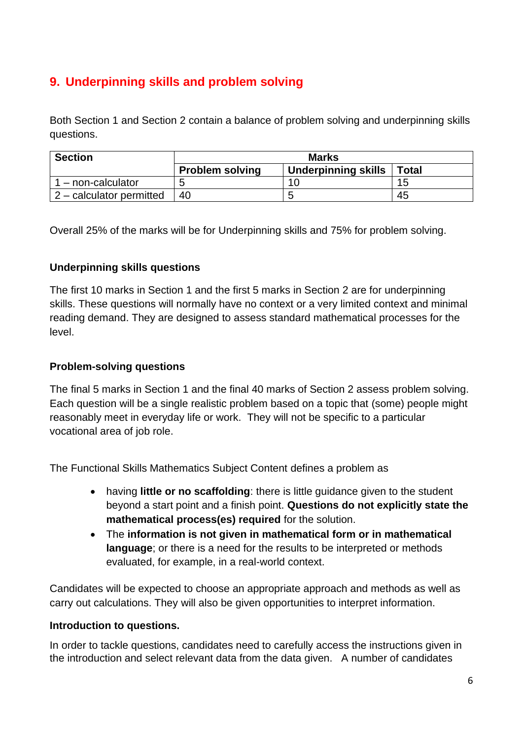## 9. Underpinning skills and problem solving

Both Section 1 and Section 2 contain a balance of problem solving and underpinning skills questions.

| Section | Marks | | |
|---|---|---|---|
| | **Problem solving** | **Underpinning skills** | **Total** |
| 1 – non-calculator | 5 | 10 | 15 |
| 2 – calculator permitted | 40 | 5 | 45 |

Overall 25% of the marks will be for Underpinning skills and 75% for problem solving.

### Underpinning skills questions

The first 10 marks in Section 1 and the first 5 marks in Section 2 are for underpinning skills. These questions will normally have no context or a very limited context and minimal reading demand. They are designed to assess standard mathematical processes for the level.

### Problem-solving questions

The final 5 marks in Section 1 and the final 40 marks of Section 2 assess problem solving. Each question will be a single realistic problem based on a topic that (some) people might reasonably meet in everyday life or work. They will not be specific to a particular vocational area of job role.

The Functional Skills Mathematics Subject Content defines a problem as

- having **little or no scaffolding**: there is little guidance given to the student beyond a start point and a finish point. **Questions do not explicitly state the mathematical process(es) required** for the solution.
- The **information is not given in mathematical form or in mathematical language**; or there is a need for the results to be interpreted or methods evaluated, for example, in a real-world context.

Candidates will be expected to choose an appropriate approach and methods as well as carry out calculations. They will also be given opportunities to interpret information.

### Introduction to questions.

In order to tackle questions, candidates need to carefully access the instructions given in the introduction and select relevant data from the data given. A number of candidates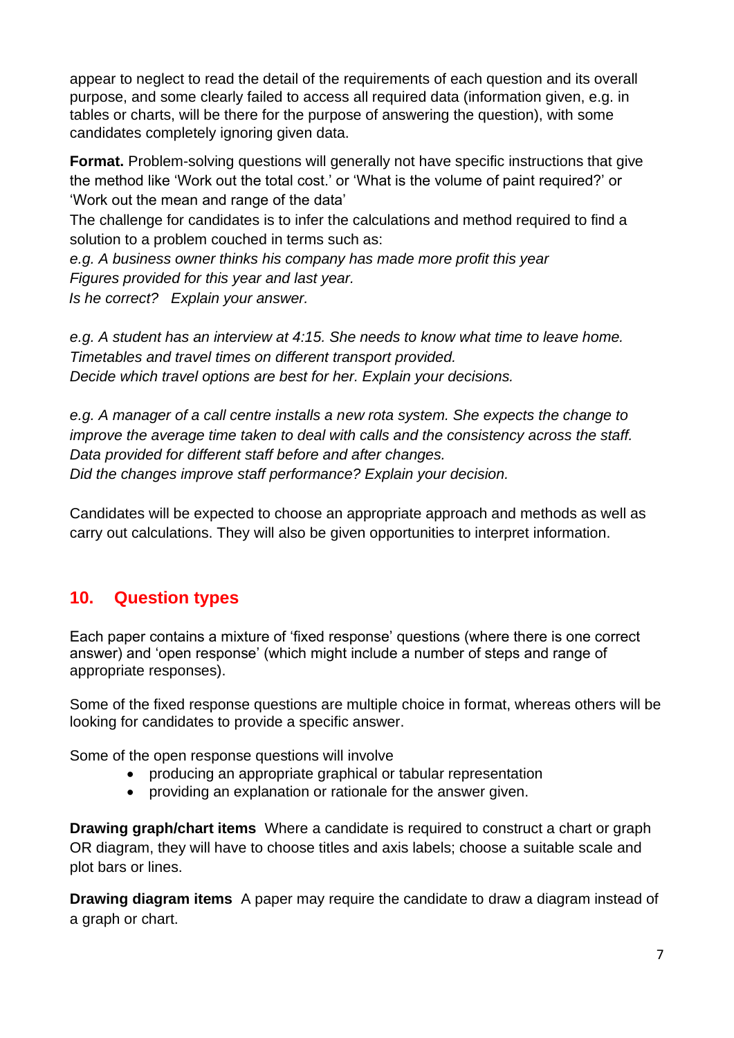appear to neglect to read the detail of the requirements of each question and its overall purpose, and some clearly failed to access all required data (information given, e.g. in tables or charts, will be there for the purpose of answering the question), with some candidates completely ignoring given data.

**Format.** Problem-solving questions will generally not have specific instructions that give the method like 'Work out the total cost.' or 'What is the volume of paint required?' or 'Work out the mean and range of the data'

The challenge for candidates is to infer the calculations and method required to find a solution to a problem couched in terms such as:

*e.g. A business owner thinks his company has made more profit this year*
*Figures provided for this year and last year.*
*Is he correct? Explain your answer.*

*e.g. A student has an interview at 4:15. She needs to know what time to leave home.*
*Timetables and travel times on different transport provided.*
*Decide which travel options are best for her. Explain your decisions.*

*e.g. A manager of a call centre installs a new rota system. She expects the change to improve the average time taken to deal with calls and the consistency across the staff.*
*Data provided for different staff before and after changes.*
*Did the changes improve staff performance? Explain your decision.*

Candidates will be expected to choose an appropriate approach and methods as well as carry out calculations. They will also be given opportunities to interpret information.

## 10. Question types

Each paper contains a mixture of 'fixed response' questions (where there is one correct answer) and 'open response' (which might include a number of steps and range of appropriate responses).

Some of the fixed response questions are multiple choice in format, whereas others will be looking for candidates to provide a specific answer.

Some of the open response questions will involve

- producing an appropriate graphical or tabular representation
- providing an explanation or rationale for the answer given.

**Drawing graph/chart items** Where a candidate is required to construct a chart or graph OR diagram, they will have to choose titles and axis labels; choose a suitable scale and plot bars or lines.

**Drawing diagram items** A paper may require the candidate to draw a diagram instead of a graph or chart.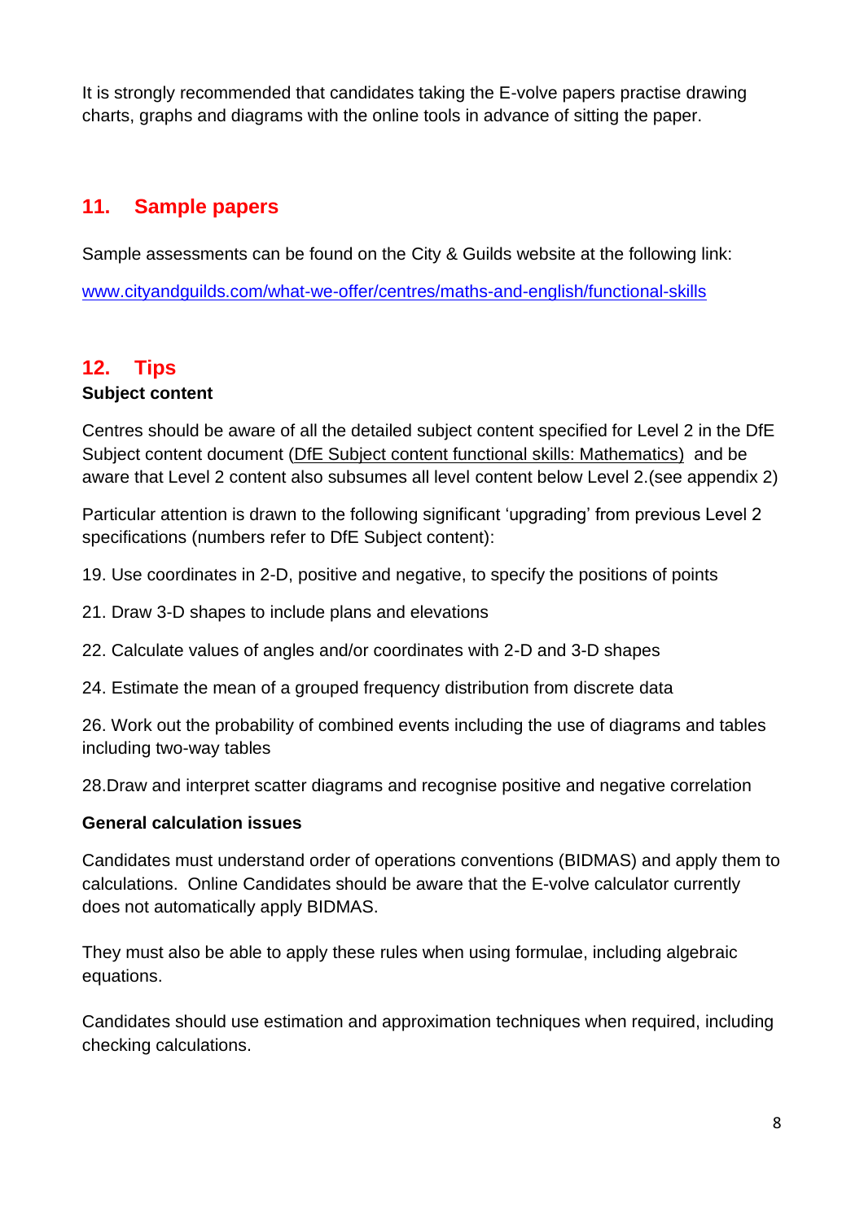It is strongly recommended that candidates taking the E-volve papers practise drawing charts, graphs and diagrams with the online tools in advance of sitting the paper.

## 11. Sample papers

Sample assessments can be found on the City & Guilds website at the following link:

[www.cityandguilds.com/what-we-offer/centres/maths-and-english/functional-skills](www.cityandguilds.com/what-we-offer/centres/maths-and-english/functional-skills)

## 12. Tips

**Subject content**

Centres should be aware of all the detailed subject content specified for Level 2 in the DfE Subject content document (DfE Subject content functional skills: Mathematics) and be aware that Level 2 content also subsumes all level content below Level 2.(see appendix 2)

Particular attention is drawn to the following significant 'upgrading' from previous Level 2 specifications (numbers refer to DfE Subject content):

19. Use coordinates in 2-D, positive and negative, to specify the positions of points

21. Draw 3-D shapes to include plans and elevations

22. Calculate values of angles and/or coordinates with 2-D and 3-D shapes

24. Estimate the mean of a grouped frequency distribution from discrete data

26. Work out the probability of combined events including the use of diagrams and tables including two-way tables

28. Draw and interpret scatter diagrams and recognise positive and negative correlation

**General calculation issues**

Candidates must understand order of operations conventions (BIDMAS) and apply them to calculations. Online Candidates should be aware that the E-volve calculator currently does not automatically apply BIDMAS.

They must also be able to apply these rules when using formulae, including algebraic equations.

Candidates should use estimation and approximation techniques when required, including checking calculations.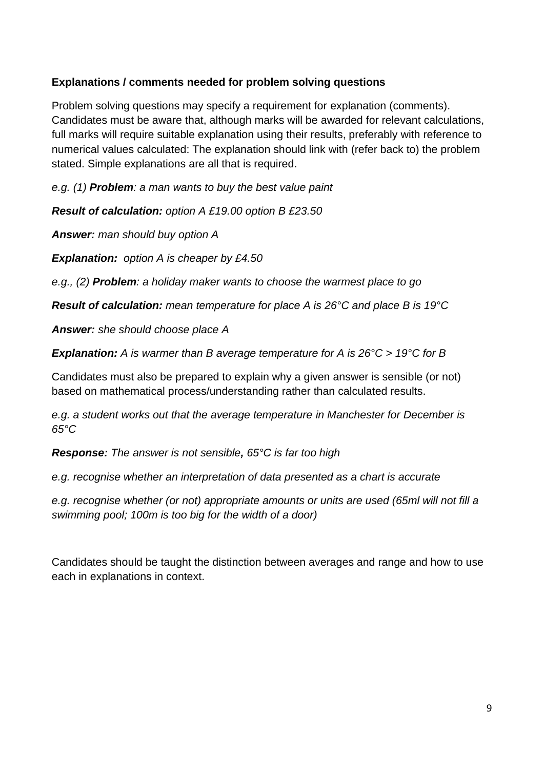**Explanations / comments needed for problem solving questions**

Problem solving questions may specify a requirement for explanation (comments). Candidates must be aware that, although marks will be awarded for relevant calculations, full marks will require suitable explanation using their results, preferably with reference to numerical values calculated: The explanation should link with (refer back to) the problem stated. Simple explanations are all that is required.

*e.g. (1) **Problem**: a man wants to buy the best value paint*

***Result of calculation:** option A £19.00 option B £23.50*

***Answer:** man should buy option A*

***Explanation:** option A is cheaper by £4.50*

*e.g., (2) **Problem**: a holiday maker wants to choose the warmest place to go*

***Result of calculation:** mean temperature for place A is 26°C and place B is 19°C*

***Answer:** she should choose place A*

***Explanation:** A is warmer than B average temperature for A is 26°C > 19°C for B*

Candidates must also be prepared to explain why a given answer is sensible (or not) based on mathematical process/understanding rather than calculated results.

*e.g. a student works out that the average temperature in Manchester for December is 65°C*

***Response:** The answer is not sensible, 65°C is far too high*

*e.g. recognise whether an interpretation of data presented as a chart is accurate*

*e.g. recognise whether (or not) appropriate amounts or units are used (65ml will not fill a swimming pool; 100m is too big for the width of a door)*

Candidates should be taught the distinction between averages and range and how to use each in explanations in context.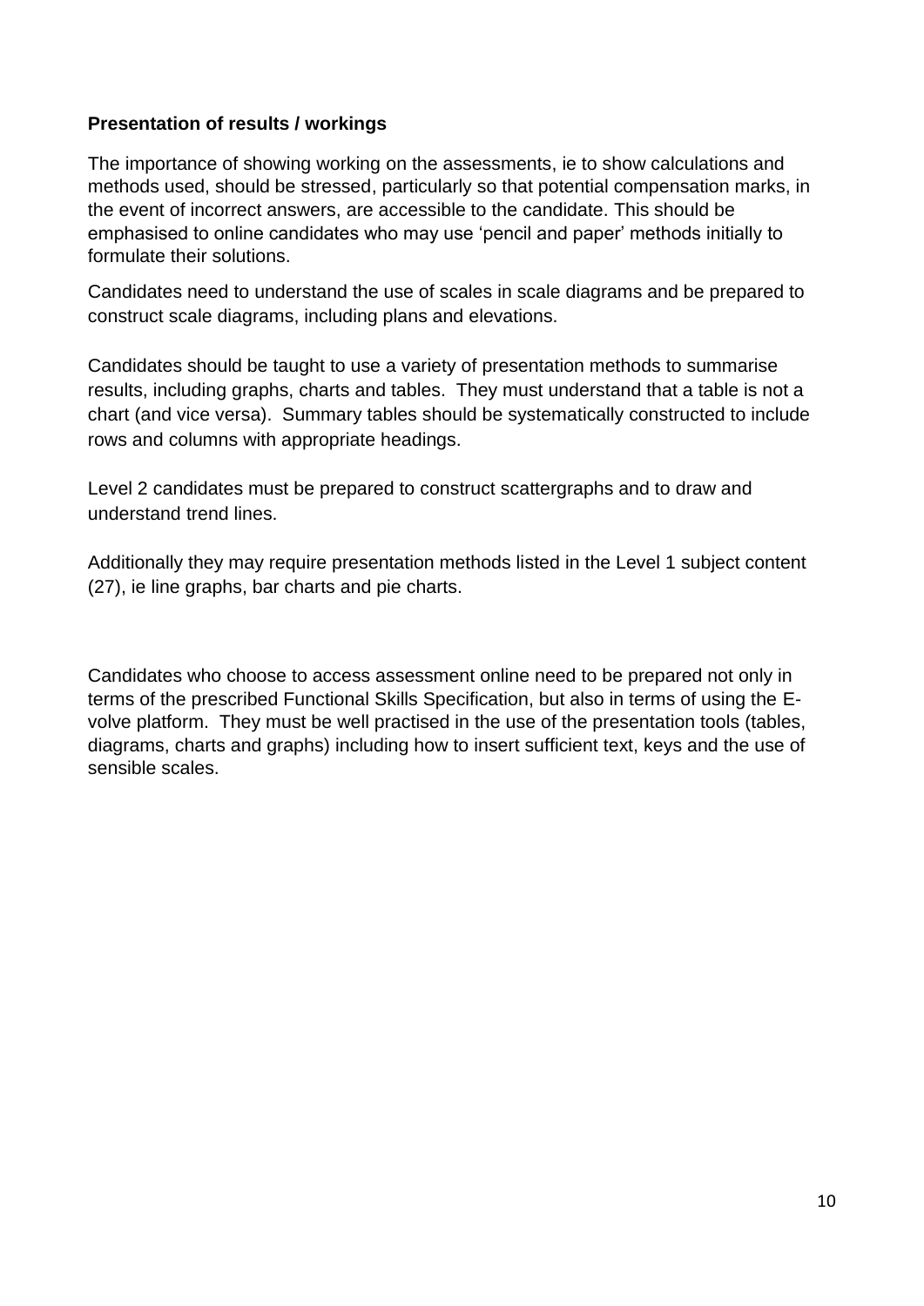**Presentation of results / workings**

The importance of showing working on the assessments, ie to show calculations and methods used, should be stressed, particularly so that potential compensation marks, in the event of incorrect answers, are accessible to the candidate. This should be emphasised to online candidates who may use 'pencil and paper' methods initially to formulate their solutions.

Candidates need to understand the use of scales in scale diagrams and be prepared to construct scale diagrams, including plans and elevations.

Candidates should be taught to use a variety of presentation methods to summarise results, including graphs, charts and tables. They must understand that a table is not a chart (and vice versa). Summary tables should be systematically constructed to include rows and columns with appropriate headings.

Level 2 candidates must be prepared to construct scattergraphs and to draw and understand trend lines.

Additionally they may require presentation methods listed in the Level 1 subject content (27), ie line graphs, bar charts and pie charts.

Candidates who choose to access assessment online need to be prepared not only in terms of the prescribed Functional Skills Specification, but also in terms of using the E-volve platform. They must be well practised in the use of the presentation tools (tables, diagrams, charts and graphs) including how to insert sufficient text, keys and the use of sensible scales.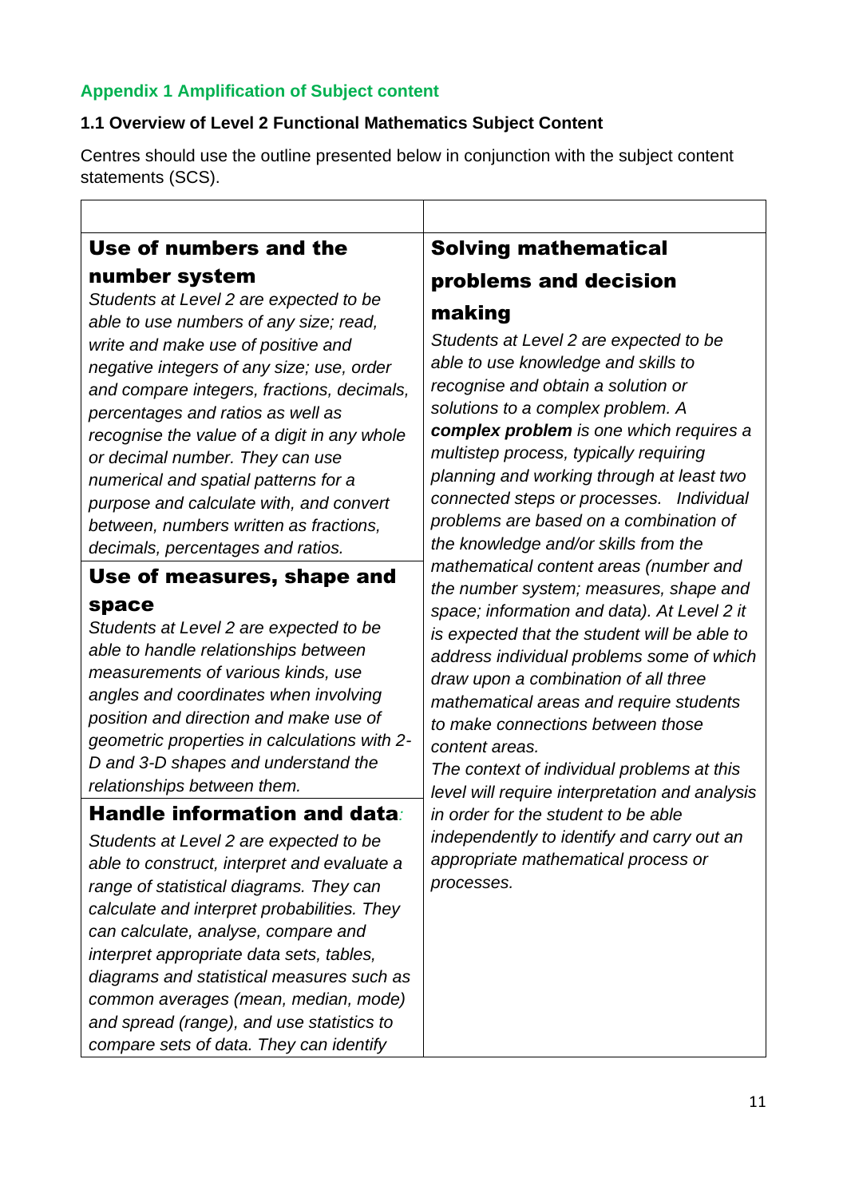## Appendix 1 Amplification of Subject content

### 1.1 Overview of Level 2 Functional Mathematics Subject Content

Centres should use the outline presented below in conjunction with the subject content statements (SCS).

| | |
|---|---|
| **Use of numbers and the number system**<br>*Students at Level 2 are expected to be able to use numbers of any size; read, write and make use of positive and negative integers of any size; use, order and compare integers, fractions, decimals, percentages and ratios as well as recognise the value of a digit in any whole or decimal number. They can use numerical and spatial patterns for a purpose and calculate with, and convert between, numbers written as fractions, decimals, percentages and ratios.*<br><br>**Use of measures, shape and space**<br>*Students at Level 2 are expected to be able to handle relationships between measurements of various kinds, use angles and coordinates when involving position and direction and make use of geometric properties in calculations with 2-D and 3-D shapes and understand the relationships between them.*<br><br>**Handle information and data***:*<br>*Students at Level 2 are expected to be able to construct, interpret and evaluate a range of statistical diagrams. They can calculate and interpret probabilities. They can calculate, analyse, compare and interpret appropriate data sets, tables, diagrams and statistical measures such as common averages (mean, median, mode) and spread (range), and use statistics to compare sets of data. They can identify* | **Solving mathematical problems and decision making**<br>*Students at Level 2 are expected to be able to use knowledge and skills to recognise and obtain a solution or solutions to a complex problem. A* ***complex problem*** *is one which requires a multistep process, typically requiring planning and working through at least two connected steps or processes. Individual problems are based on a combination of the knowledge and/or skills from the mathematical content areas (number and the number system; measures, shape and space; information and data). At Level 2 it is expected that the student will be able to address individual problems some of which draw upon a combination of all three mathematical areas and require students to make connections between those content areas.*<br>*The context of individual problems at this level will require interpretation and analysis in order for the student to be able independently to identify and carry out an appropriate mathematical process or processes.* |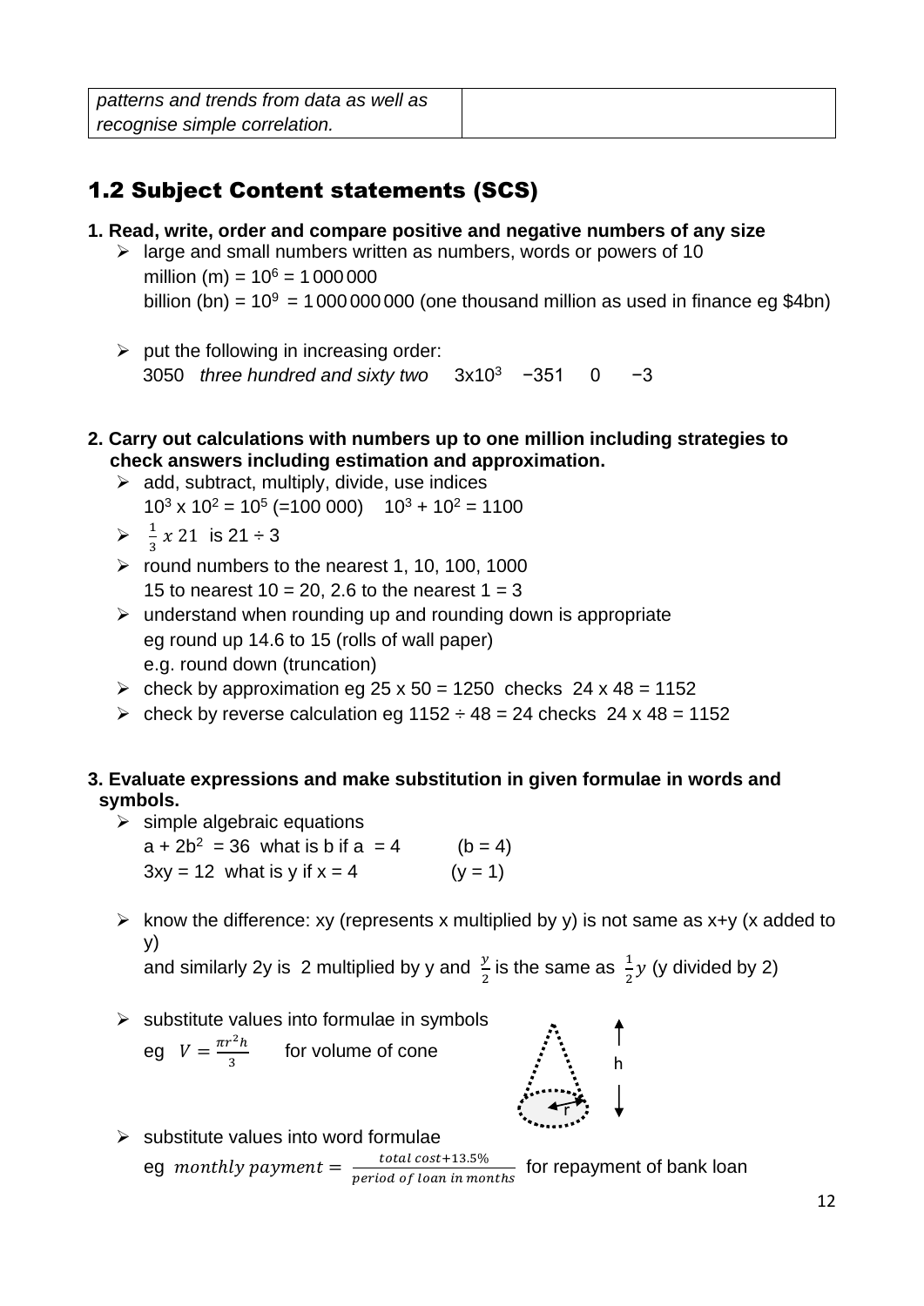| *patterns and trends from data as well as recognise simple correlation.* | |
|---|---|

## 1.2 Subject Content statements (SCS)

**1. Read, write, order and compare positive and negative numbers of any size**

- large and small numbers written as numbers, words or powers of 10
  million (m) = $10^6$ = 1 000 000
  billion (bn) = $10^9$ = 1 000 000 000 (one thousand million as used in finance eg $4bn)

- put the following in increasing order:
  3050 *three hundred and sixty two* $3 \times 10^3$ −351 0 −3

**2. Carry out calculations with numbers up to one million including strategies to check answers including estimation and approximation.**

- add, subtract, multiply, divide, use indices
  $10^3 \times 10^2 = 10^5$ (=100 000) $10^3 + 10^2 = 1100$
- $\frac{1}{3}\,x\,21$ is 21 ÷ 3
- round numbers to the nearest 1, 10, 100, 1000
  15 to nearest 10 = 20, 2.6 to the nearest 1 = 3
- understand when rounding up and rounding down is appropriate
  eg round up 14.6 to 15 (rolls of wall paper)
  e.g. round down (truncation)
- check by approximation eg 25 x 50 = 1250 checks 24 x 48 = 1152
- check by reverse calculation eg 1152 ÷ 48 = 24 checks 24 x 48 = 1152

**3. Evaluate expressions and make substitution in given formulae in words and symbols.**

- simple algebraic equations
  $a + 2b^2 = 36$ what is b if a = 4 (b = 4)
  $3xy = 12$ what is y if x = 4 (y = 1)

- know the difference: xy (represents x multiplied by y) is not same as x+y (x added to y)
  and similarly 2y is 2 multiplied by y and $\frac{y}{2}$ is the same as $\frac{1}{2}y$ (y divided by 2)

- substitute values into formulae in symbols
  eg $V = \frac{\pi r^2 h}{3}$ for volume of cone

- substitute values into word formulae
  eg $monthly\ payment = \frac{total\ cost + 13.5\%}{period\ of\ loan\ in\ months}$ for repayment of bank loan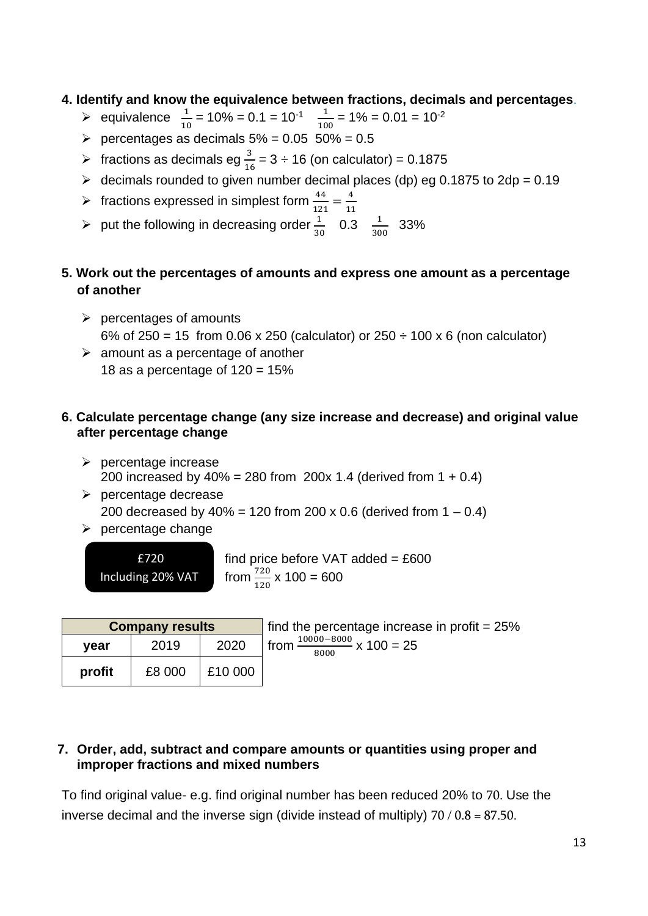**4. Identify and know the equivalence between fractions, decimals and percentages.**

- equivalence $\frac{1}{10}$ = 10% = 0.1 = $10^{-1}$ $\frac{1}{100}$ = 1% = 0.01 = $10^{-2}$
- percentages as decimals 5% = 0.05 50% = 0.5
- fractions as decimals eg $\frac{3}{16}$ = 3 ÷ 16 (on calculator) = 0.1875
- decimals rounded to given number decimal places (dp) eg 0.1875 to 2dp = 0.19
- fractions expressed in simplest form $\frac{44}{121} = \frac{4}{11}$
- put the following in decreasing order $\frac{1}{30}$ 0.3 $\frac{1}{300}$ 33%

**5. Work out the percentages of amounts and express one amount as a percentage of another**

- percentages of amounts
  6% of 250 = 15 from 0.06 x 250 (calculator) or 250 ÷ 100 x 6 (non calculator)
- amount as a percentage of another
  18 as a percentage of 120 = 15%

**6. Calculate percentage change (any size increase and decrease) and original value after percentage change**

- percentage increase
  200 increased by 40% = 280 from 200x 1.4 (derived from 1 + 0.4)
- percentage decrease
  200 decreased by 40% = 120 from 200 x 0.6 (derived from 1 – 0.4)
- percentage change

£720
Including 20% VAT

find price before VAT added = £600
from $\frac{720}{120}$ x 100 = 600

| Company results | | |
|---|---|---|
| **year** | 2019 | 2020 |
| **profit** | £8 000 | £10 000 |

find the percentage increase in profit = 25%
from $\frac{10000-8000}{8000}$ x 100 = 25

**7. Order, add, subtract and compare amounts or quantities using proper and improper fractions and mixed numbers**

To find original value- e.g. find original number has been reduced 20% to 70. Use the inverse decimal and the inverse sign (divide instead of multiply) 70 / 0.8 = 87.50.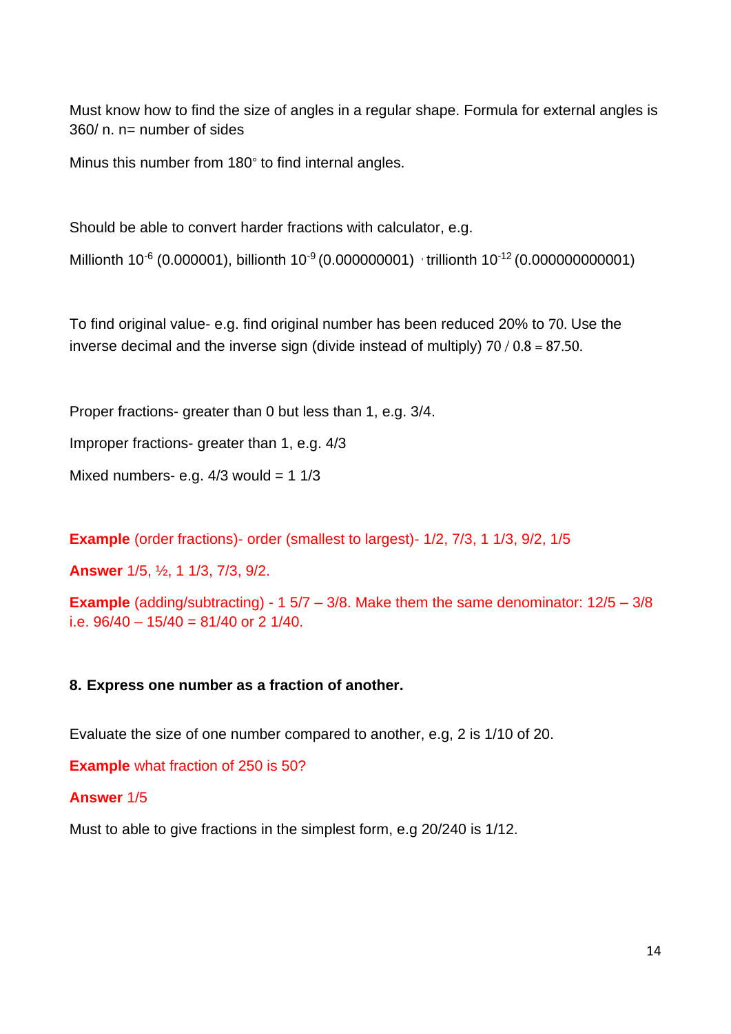Must know how to find the size of angles in a regular shape. Formula for external angles is 360/ n. n= number of sides

Minus this number from 180° to find internal angles.

Should be able to convert harder fractions with calculator, e.g.

Millionth $10^{-6}$ (0.000001), billionth $10^{-9}$ (0.000000001) , trillionth $10^{-12}$ (0.000000000001)

To find original value- e.g. find original number has been reduced 20% to 70. Use the inverse decimal and the inverse sign (divide instead of multiply) $70 / 0.8 = 87.50$.

Proper fractions- greater than 0 but less than 1, e.g. 3/4.

Improper fractions- greater than 1, e.g. 4/3

Mixed numbers- e.g. 4/3 would = 1 1/3

**Example** (order fractions)- order (smallest to largest)- 1/2, 7/3, 1 1/3, 9/2, 1/5

**Answer** 1/5, ½, 1 1/3, 7/3, 9/2.

**Example** (adding/subtracting) - 1 5/7 – 3/8. Make them the same denominator: 12/5 – 3/8 i.e. 96/40 – 15/40 = 81/40 or 2 1/40.

**8. Express one number as a fraction of another.**

Evaluate the size of one number compared to another, e.g, 2 is 1/10 of 20.

**Example** what fraction of 250 is 50?

**Answer** 1/5

Must to able to give fractions in the simplest form, e.g 20/240 is 1/12.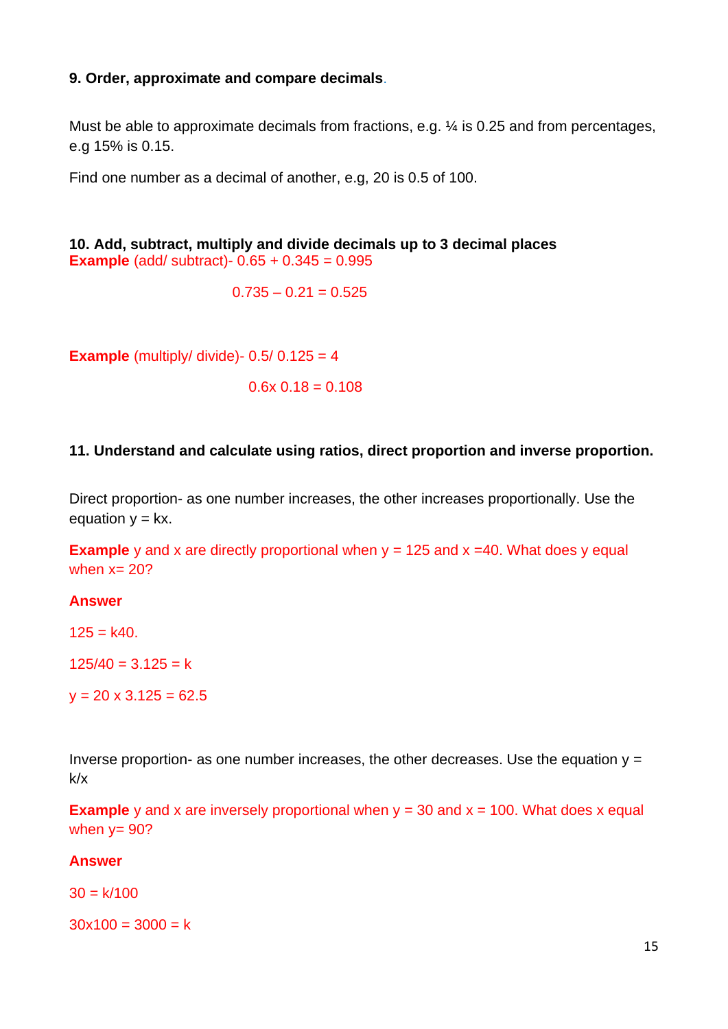**9. Order, approximate and compare decimals**.

Must be able to approximate decimals from fractions, e.g. ¼ is 0.25 and from percentages, e.g 15% is 0.15.

Find one number as a decimal of another, e.g, 20 is 0.5 of 100.

**10. Add, subtract, multiply and divide decimals up to 3 decimal places**

**Example** (add/ subtract)- $0.65 + 0.345 = 0.995$

$0.735 – 0.21 = 0.525$

**Example** (multiply/ divide)- $0.5/ 0.125 = 4$

$0.6 \times 0.18 = 0.108$

**11. Understand and calculate using ratios, direct proportion and inverse proportion.**

Direct proportion- as one number increases, the other increases proportionally. Use the equation $y = kx$.

**Example** y and x are directly proportional when $y = 125$ and $x = 40$. What does y equal when $x = 20$?

**Answer**

$125 = k40.$

$125/40 = 3.125 = k$

$y = 20 \times 3.125 = 62.5$

Inverse proportion- as one number increases, the other decreases. Use the equation $y = k/x$

**Example** y and x are inversely proportional when $y = 30$ and $x = 100$. What does x equal when $y = 90$?

**Answer**

$30 = k/100$

$30 \times 100 = 3000 = k$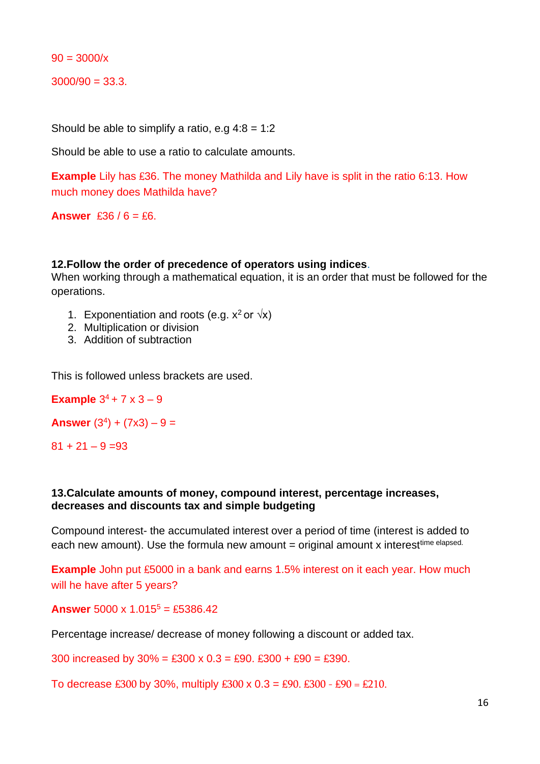$90 = 3000/x$

$3000/90 = 33.3.$

Should be able to simplify a ratio, e.g 4:8 = 1:2

Should be able to use a ratio to calculate amounts.

**Example** Lily has £36. The money Mathilda and Lily have is split in the ratio 6:13. How much money does Mathilda have?

**Answer** £36 / 6 = £6.

**12.Follow the order of precedence of operators using indices.**
When working through a mathematical equation, it is an order that must be followed for the operations.

1. Exponentiation and roots (e.g. $x^2$ or $\sqrt{x}$)
2. Multiplication or division
3. Addition of subtraction

This is followed unless brackets are used.

**Example** $3^4 + 7 \times 3 - 9$

**Answer** $(3^4) + (7 \times 3) - 9 =$

$81 + 21 - 9 = 93$

**13.Calculate amounts of money, compound interest, percentage increases, decreases and discounts tax and simple budgeting**

Compound interest- the accumulated interest over a period of time (interest is added to each new amount). Use the formula new amount = original amount x $\text{interest}^{\text{time elapsed}}$.

**Example** John put £5000 in a bank and earns 1.5% interest on it each year. How much will he have after 5 years?

**Answer** $5000 \times 1.015^5 = £5386.42$

Percentage increase/ decrease of money following a discount or added tax.

300 increased by 30% = £300 x 0.3 = £90. £300 + £90 = £390.

To decrease £300 by 30%, multiply £300 x 0.3 = £90. £300 - £90 = £210.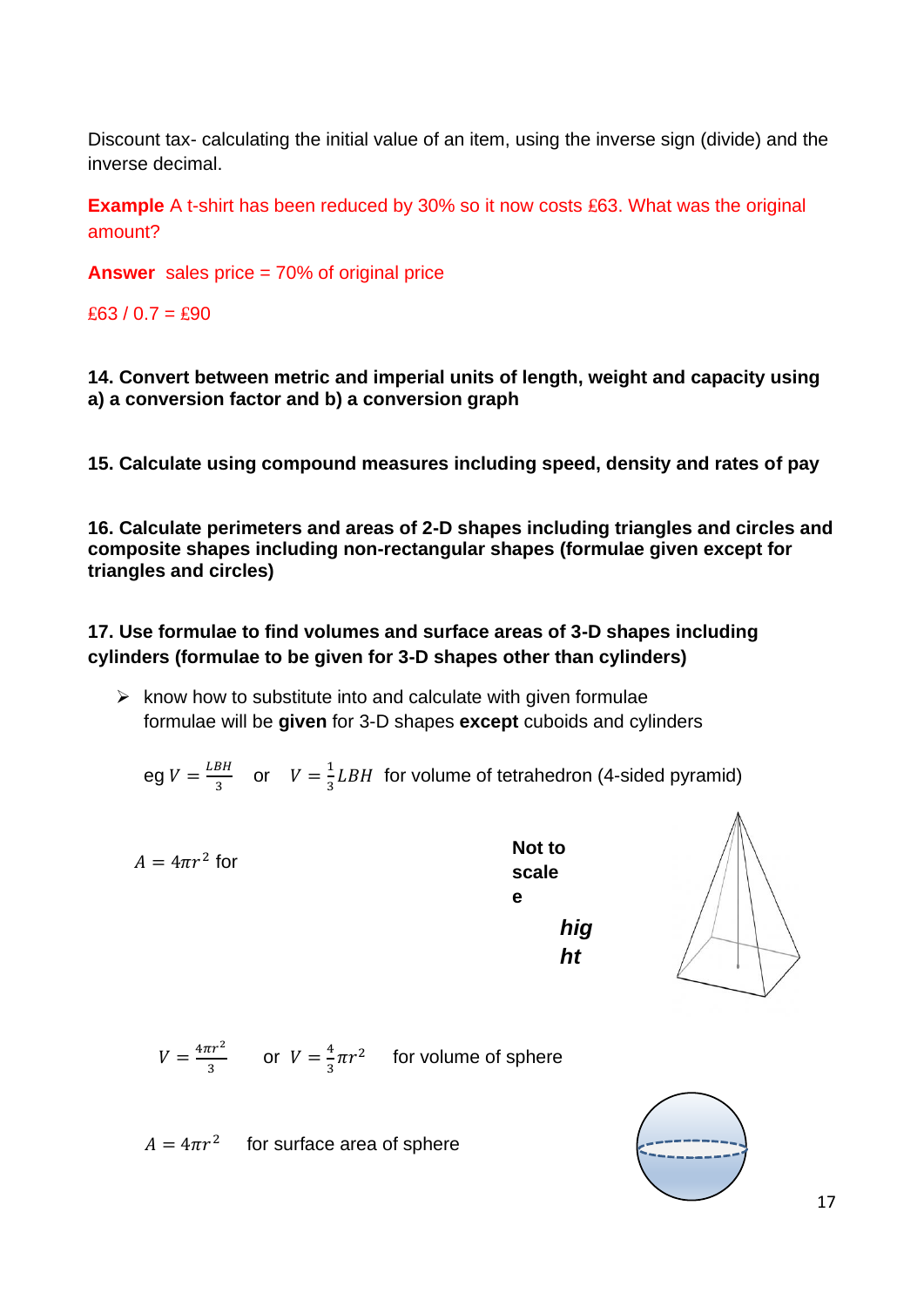Discount tax- calculating the initial value of an item, using the inverse sign (divide) and the inverse decimal.

**Example** A t-shirt has been reduced by 30% so it now costs £63. What was the original amount?

**Answer** sales price = 70% of original price

£63 / 0.7 = £90

**14. Convert between metric and imperial units of length, weight and capacity using a) a conversion factor and b) a conversion graph**

**15. Calculate using compound measures including speed, density and rates of pay**

**16. Calculate perimeters and areas of 2-D shapes including triangles and circles and composite shapes including non-rectangular shapes (formulae given except for triangles and circles)**

**17. Use formulae to find volumes and surface areas of 3-D shapes including cylinders (formulae to be given for 3-D shapes other than cylinders)**

- know how to substitute into and calculate with given formulae
  formulae will be **given** for 3-D shapes **except** cuboids and cylinders

eg $V = \frac{LBH}{3}$ or $V = \frac{1}{3}LBH$ for volume of tetrahedron (4-sided pyramid)

$A = 4\pi r^2$ for

**Not to scale**

***hig ht***

$V = \frac{4\pi r^2}{3}$ or $V = \frac{4}{3}\pi r^2$ for volume of sphere

$A = 4\pi r^2$ for surface area of sphere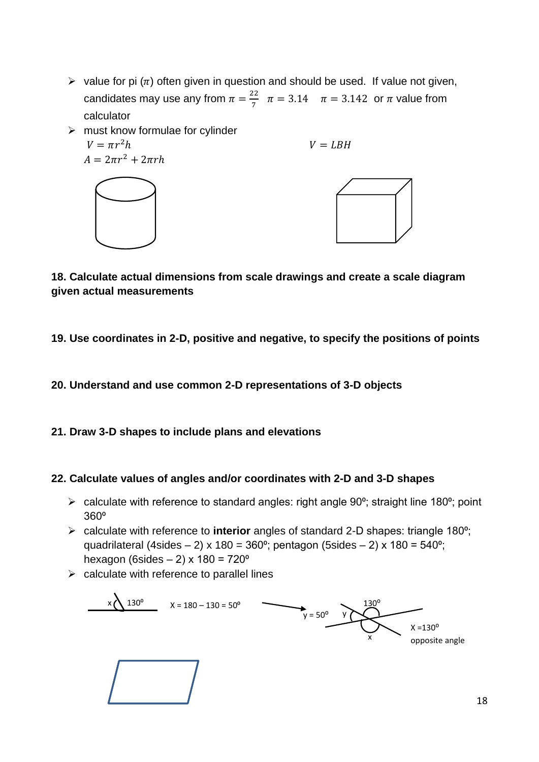- value for pi ($\pi$) often given in question and should be used. If value not given, candidates may use any from $\pi = \frac{22}{7}$ $\pi = 3.14$ $\pi = 3.142$ or $\pi$ value from calculator
- must know formulae for cylinder

$V = \pi r^2 h$ $V = LBH$

$A = 2\pi r^2 + 2\pi rh$

**18. Calculate actual dimensions from scale drawings and create a scale diagram given actual measurements**

**19. Use coordinates in 2-D, positive and negative, to specify the positions of points**

**20. Understand and use common 2-D representations of 3-D objects**

**21. Draw 3-D shapes to include plans and elevations**

**22. Calculate values of angles and/or coordinates with 2-D and 3-D shapes**

- calculate with reference to standard angles: right angle 90º; straight line 180º; point 360º
- calculate with reference to **interior** angles of standard 2-D shapes: triangle 180º; quadrilateral (4sides – 2) x 180 = 360º; pentagon (5sides – 2) x 180 = 540º; hexagon (6sides – 2) x 180 = 720º
- calculate with reference to parallel lines

x 130º X = 180 – 130 = 50º

y = 50º y 130º x X =130º opposite angle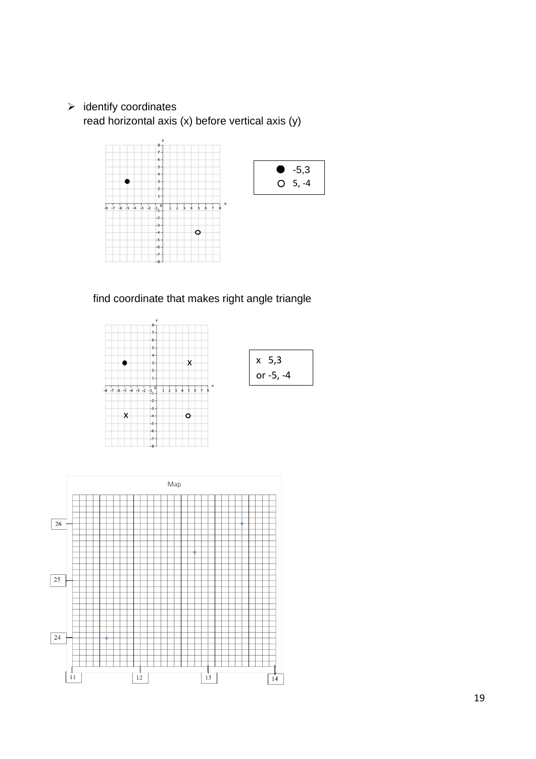- identify coordinates
  read horizontal axis (x) before vertical axis (y)

| | |
|---|---|
| ● | -5,3 |
| ○ | 5, -4 |

find coordinate that makes right angle triangle

x 5,3
or -5, -4

Map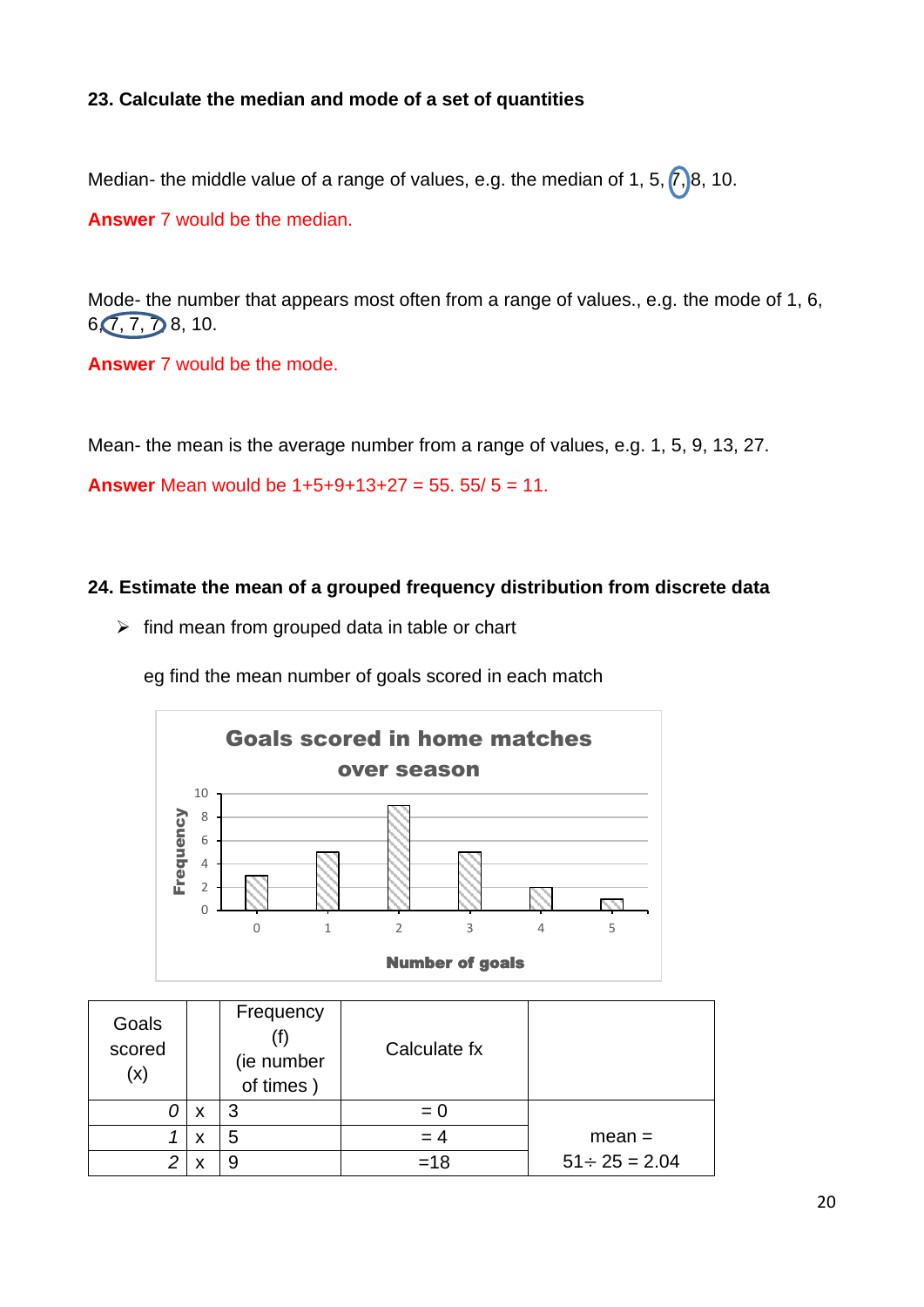**23. Calculate the median and mode of a set of quantities**

Median- the middle value of a range of values, e.g. the median of 1, 5, 7, 8, 10.

**Answer** 7 would be the median.

Mode- the number that appears most often from a range of values., e.g. the mode of 1, 6, 6, 7, 7, 7, 8, 10.

**Answer** 7 would be the mode.

Mean- the mean is the average number from a range of values, e.g. 1, 5, 9, 13, 27.

**Answer** Mean would be 1+5+9+13+27 = 55. 55/ 5 = 11.

**24. Estimate the mean of a grouped frequency distribution from discrete data**

- find mean from grouped data in table or chart

eg find the mean number of goals scored in each match

**Goals scored in home matches over season**

| Number of goals | 0 | 1 | 2 | 3 | 4 | 5 |
|---|---|---|---|---|---|---|
| Frequency | 3 | 5 | 9 | 5 | 2 | 1 |

| Goals scored (x) | | Frequency (f) (ie number of times ) | Calculate fx | |
|---|---|---|---|---|
| *0* | x | 3 | = 0 | mean = 51÷ 25 = 2.04 |
| *1* | x | 5 | = 4 | |
| *2* | x | 9 | =18 | |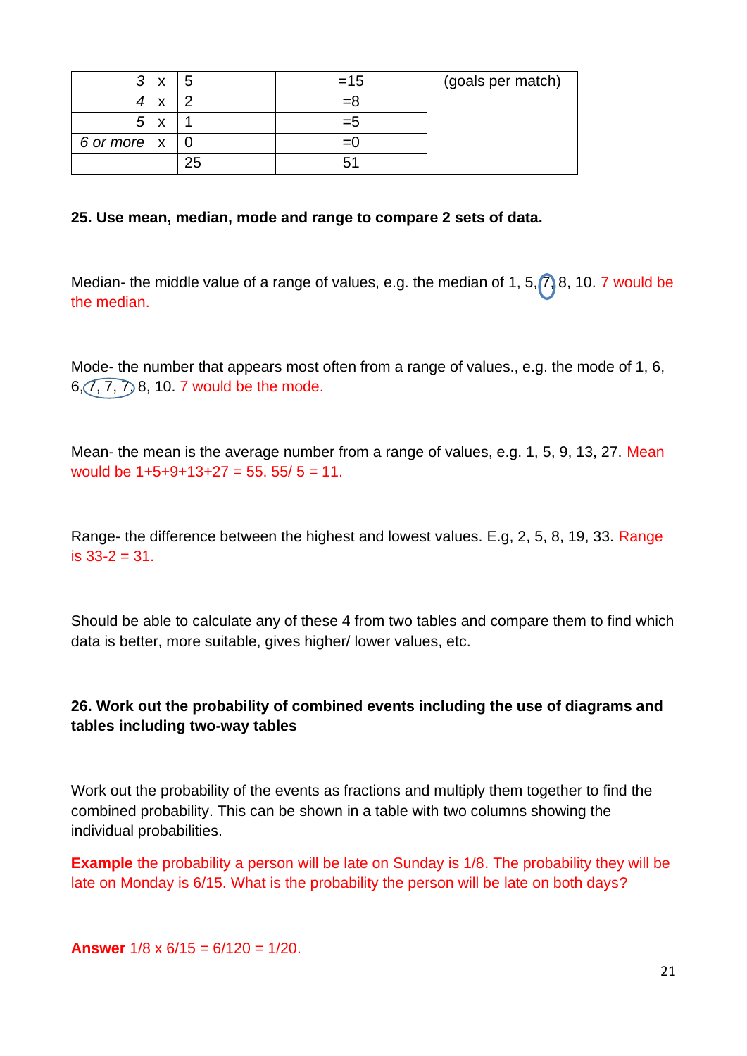| | | | | |
|---|---|---|---|---|
| *3* | x | 5 | =15 | (goals per match) |
| *4* | x | 2 | =8 | |
| *5* | x | 1 | =5 | |
| *6 or more* | x | 0 | =0 | |
| | | 25 | 51 | |

**25. Use mean, median, mode and range to compare 2 sets of data.**

Median- the middle value of a range of values, e.g. the median of 1, 5, 7, 8, 10. 7 would be the median.

Mode- the number that appears most often from a range of values., e.g. the mode of 1, 6, 6, 7, 7, 7, 8, 10. 7 would be the mode.

Mean- the mean is the average number from a range of values, e.g. 1, 5, 9, 13, 27. Mean would be 1+5+9+13+27 = 55. 55/ 5 = 11.

Range- the difference between the highest and lowest values. E.g, 2, 5, 8, 19, 33. Range is 33-2 = 31.

Should be able to calculate any of these 4 from two tables and compare them to find which data is better, more suitable, gives higher/ lower values, etc.

**26. Work out the probability of combined events including the use of diagrams and tables including two-way tables**

Work out the probability of the events as fractions and multiply them together to find the combined probability. This can be shown in a table with two columns showing the individual probabilities.

**Example** the probability a person will be late on Sunday is 1/8. The probability they will be late on Monday is 6/15. What is the probability the person will be late on both days?

**Answer** 1/8 x 6/15 = 6/120 = 1/20.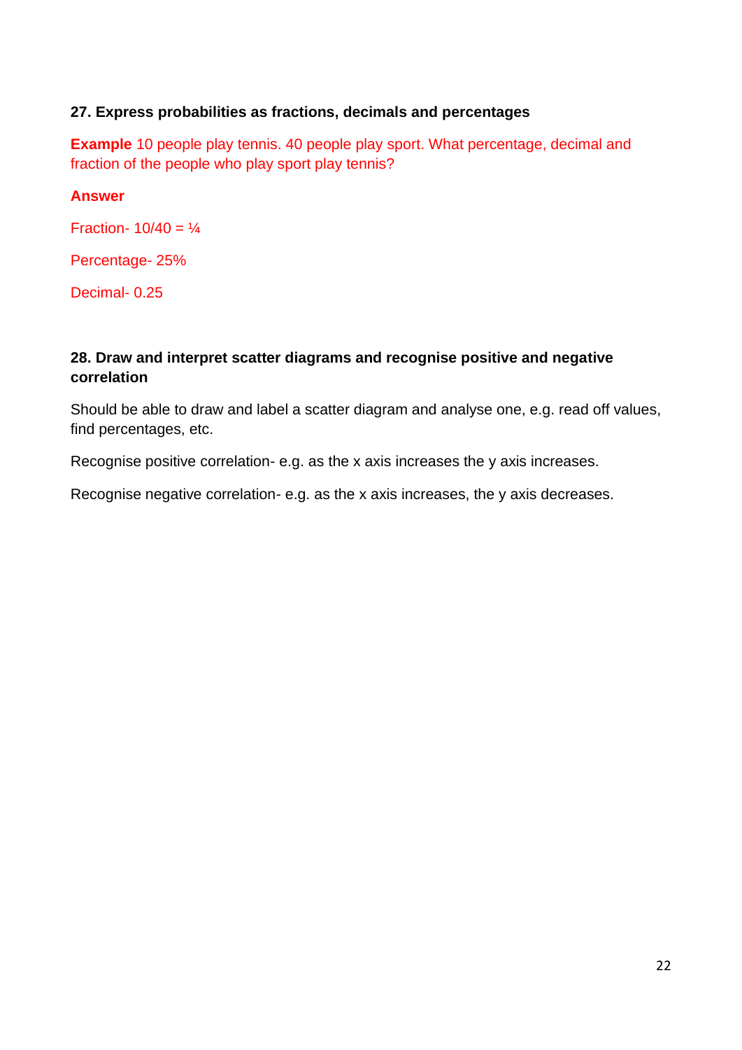### 27. Express probabilities as fractions, decimals and percentages

**Example** 10 people play tennis. 40 people play sport. What percentage, decimal and fraction of the people who play sport play tennis?

**Answer**

Fraction- 10/40 = ¼

Percentage- 25%

Decimal- 0.25

### 28. Draw and interpret scatter diagrams and recognise positive and negative correlation

Should be able to draw and label a scatter diagram and analyse one, e.g. read off values, find percentages, etc.

Recognise positive correlation- e.g. as the x axis increases the y axis increases.

Recognise negative correlation- e.g. as the x axis increases, the y axis decreases.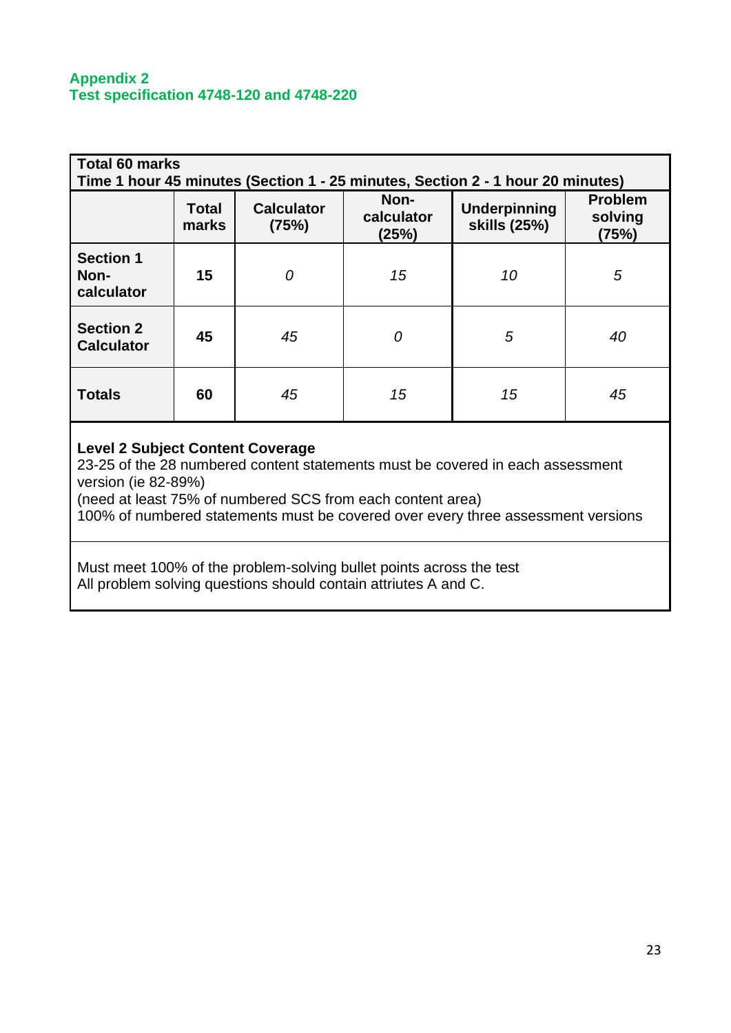## Appendix 2
## Test specification 4748-120 and 4748-220

**Total 60 marks**
**Time 1 hour 45 minutes (Section 1 - 25 minutes, Section 2 - 1 hour 20 minutes)**

| | Total marks | Calculator (75%) | Non-calculator (25%) | Underpinning skills (25%) | Problem solving (75%) |
|---|---|---|---|---|---|
| **Section 1 Non-calculator** | **15** | *0* | *15* | *10* | *5* |
| **Section 2 Calculator** | **45** | *45* | *0* | *5* | *40* |
| **Totals** | **60** | *45* | *15* | *15* | *45* |

**Level 2 Subject Content Coverage**
23-25 of the 28 numbered content statements must be covered in each assessment version (ie 82-89%)
(need at least 75% of numbered SCS from each content area)
100% of numbered statements must be covered over every three assessment versions

Must meet 100% of the problem-solving bullet points across the test
All problem solving questions should contain attriutes A and C.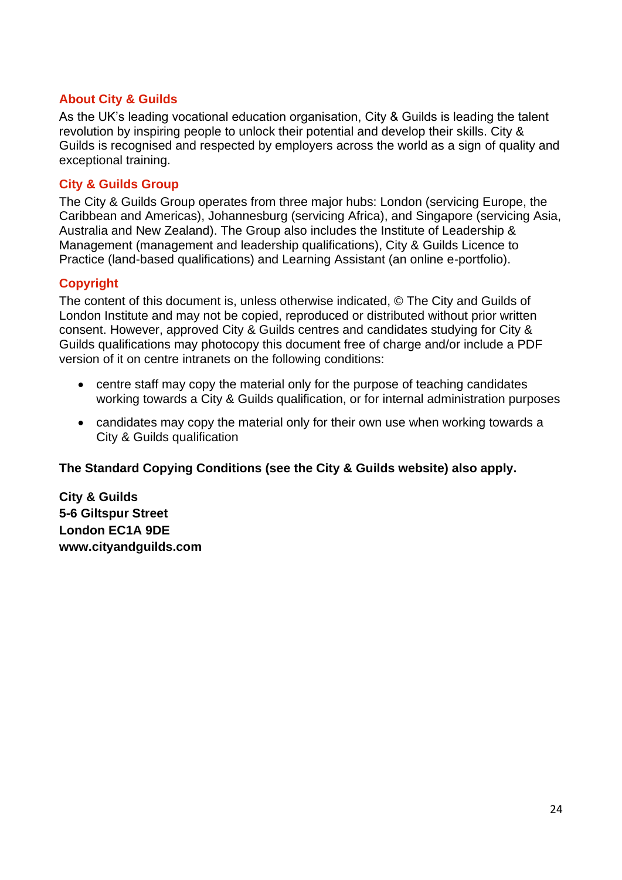## About City & Guilds

As the UK's leading vocational education organisation, City & Guilds is leading the talent revolution by inspiring people to unlock their potential and develop their skills. City & Guilds is recognised and respected by employers across the world as a sign of quality and exceptional training.

## City & Guilds Group

The City & Guilds Group operates from three major hubs: London (servicing Europe, the Caribbean and Americas), Johannesburg (servicing Africa), and Singapore (servicing Asia, Australia and New Zealand). The Group also includes the Institute of Leadership & Management (management and leadership qualifications), City & Guilds Licence to Practice (land-based qualifications) and Learning Assistant (an online e-portfolio).

## Copyright

The content of this document is, unless otherwise indicated, © The City and Guilds of London Institute and may not be copied, reproduced or distributed without prior written consent. However, approved City & Guilds centres and candidates studying for City & Guilds qualifications may photocopy this document free of charge and/or include a PDF version of it on centre intranets on the following conditions:

- centre staff may copy the material only for the purpose of teaching candidates working towards a City & Guilds qualification, or for internal administration purposes
- candidates may copy the material only for their own use when working towards a City & Guilds qualification

**The Standard Copying Conditions (see the City & Guilds website) also apply.**

**City & Guilds**
**5-6 Giltspur Street**
**London EC1A 9DE**
**www.cityandguilds.com**